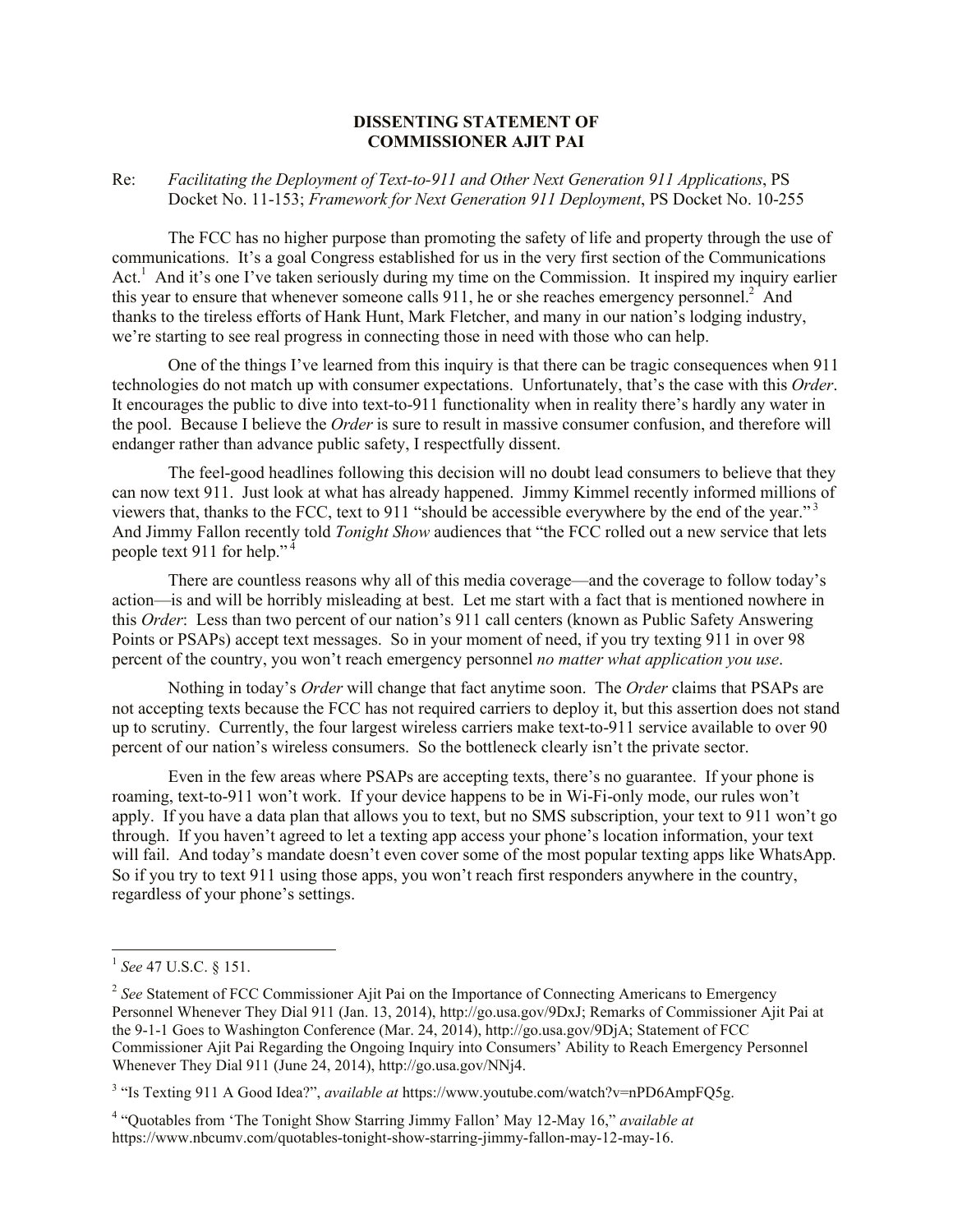**DISSENTING STATEMENT OF**
**COMMISSIONER AJIT PAI**

Re: *Facilitating the Deployment of Text-to-911 and Other Next Generation 911 Applications*, PS Docket No. 11-153; *Framework for Next Generation 911 Deployment*, PS Docket No. 10-255

The FCC has no higher purpose than promoting the safety of life and property through the use of communications. It's a goal Congress established for us in the very first section of the Communications Act.[1] And it's one I've taken seriously during my time on the Commission. It inspired my inquiry earlier this year to ensure that whenever someone calls 911, he or she reaches emergency personnel.[2] And thanks to the tireless efforts of Hank Hunt, Mark Fletcher, and many in our nation's lodging industry, we're starting to see real progress in connecting those in need with those who can help.

One of the things I've learned from this inquiry is that there can be tragic consequences when 911 technologies do not match up with consumer expectations. Unfortunately, that's the case with this *Order*. It encourages the public to dive into text-to-911 functionality when in reality there's hardly any water in the pool. Because I believe the *Order* is sure to result in massive consumer confusion, and therefore will endanger rather than advance public safety, I respectfully dissent.

The feel-good headlines following this decision will no doubt lead consumers to believe that they can now text 911. Just look at what has already happened. Jimmy Kimmel recently informed millions of viewers that, thanks to the FCC, text to 911 "should be accessible everywhere by the end of the year."[3] And Jimmy Fallon recently told *Tonight Show* audiences that "the FCC rolled out a new service that lets people text 911 for help."[4]

There are countless reasons why all of this media coverage—and the coverage to follow today's action—is and will be horribly misleading at best. Let me start with a fact that is mentioned nowhere in this *Order*: Less than two percent of our nation's 911 call centers (known as Public Safety Answering Points or PSAPs) accept text messages. So in your moment of need, if you try texting 911 in over 98 percent of the country, you won't reach emergency personnel *no matter what application you use*.

Nothing in today's *Order* will change that fact anytime soon. The *Order* claims that PSAPs are not accepting texts because the FCC has not required carriers to deploy it, but this assertion does not stand up to scrutiny. Currently, the four largest wireless carriers make text-to-911 service available to over 90 percent of our nation's wireless consumers. So the bottleneck clearly isn't the private sector.

Even in the few areas where PSAPs are accepting texts, there's no guarantee. If your phone is roaming, text-to-911 won't work. If your device happens to be in Wi-Fi-only mode, our rules won't apply. If you have a data plan that allows you to text, but no SMS subscription, your text to 911 won't go through. If you haven't agreed to let a texting app access your phone's location information, your text will fail. And today's mandate doesn't even cover some of the most popular texting apps like WhatsApp. So if you try to text 911 using those apps, you won't reach first responders anywhere in the country, regardless of your phone's settings.

---

[1] *See* 47 U.S.C. § 151.

[2] *See* Statement of FCC Commissioner Ajit Pai on the Importance of Connecting Americans to Emergency Personnel Whenever They Dial 911 (Jan. 13, 2014), http://go.usa.gov/9DxJ; Remarks of Commissioner Ajit Pai at the 9-1-1 Goes to Washington Conference (Mar. 24, 2014), http://go.usa.gov/9DjA; Statement of FCC Commissioner Ajit Pai Regarding the Ongoing Inquiry into Consumers' Ability to Reach Emergency Personnel Whenever They Dial 911 (June 24, 2014), http://go.usa.gov/NNj4.

[3] "Is Texting 911 A Good Idea?", *available at* https://www.youtube.com/watch?v=nPD6AmpFQ5g.

[4] "Quotables from 'The Tonight Show Starring Jimmy Fallon' May 12-May 16," *available at* https://www.nbcumv.com/quotables-tonight-show-starring-jimmy-fallon-may-12-may-16.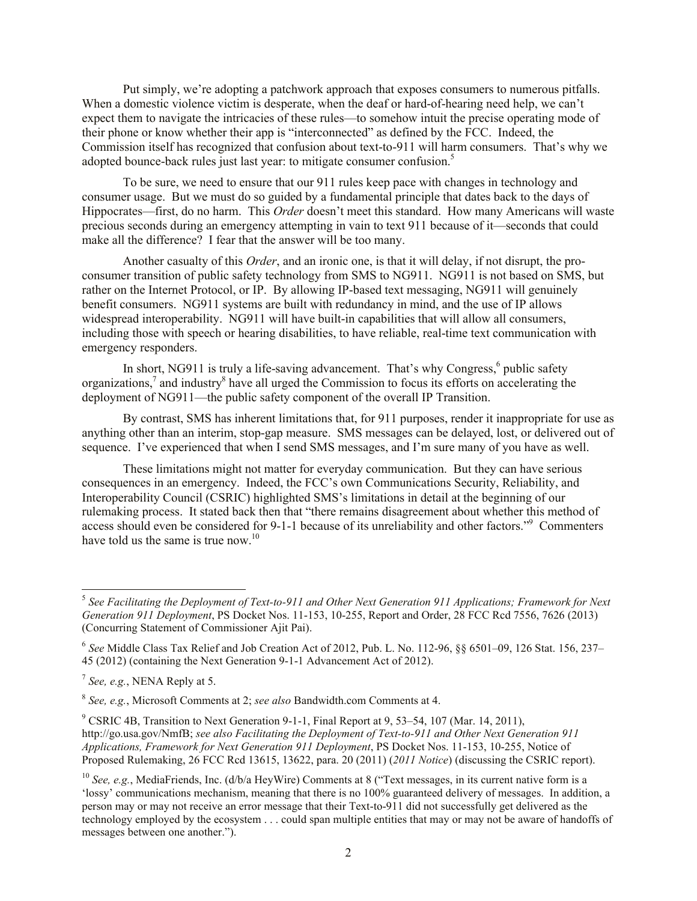Put simply, we're adopting a patchwork approach that exposes consumers to numerous pitfalls. When a domestic violence victim is desperate, when the deaf or hard-of-hearing need help, we can't expect them to navigate the intricacies of these rules—to somehow intuit the precise operating mode of their phone or know whether their app is "interconnected" as defined by the FCC. Indeed, the Commission itself has recognized that confusion about text-to-911 will harm consumers. That's why we adopted bounce-back rules just last year: to mitigate consumer confusion.[5]

To be sure, we need to ensure that our 911 rules keep pace with changes in technology and consumer usage. But we must do so guided by a fundamental principle that dates back to the days of Hippocrates—first, do no harm. This *Order* doesn't meet this standard. How many Americans will waste precious seconds during an emergency attempting in vain to text 911 because of it—seconds that could make all the difference? I fear that the answer will be too many.

Another casualty of this *Order*, and an ironic one, is that it will delay, if not disrupt, the pro-consumer transition of public safety technology from SMS to NG911. NG911 is not based on SMS, but rather on the Internet Protocol, or IP. By allowing IP-based text messaging, NG911 will genuinely benefit consumers. NG911 systems are built with redundancy in mind, and the use of IP allows widespread interoperability. NG911 will have built-in capabilities that will allow all consumers, including those with speech or hearing disabilities, to have reliable, real-time text communication with emergency responders.

In short, NG911 is truly a life-saving advancement. That's why Congress,[6] public safety organizations,[7] and industry[8] have all urged the Commission to focus its efforts on accelerating the deployment of NG911—the public safety component of the overall IP Transition.

By contrast, SMS has inherent limitations that, for 911 purposes, render it inappropriate for use as anything other than an interim, stop-gap measure. SMS messages can be delayed, lost, or delivered out of sequence. I've experienced that when I send SMS messages, and I'm sure many of you have as well.

These limitations might not matter for everyday communication. But they can have serious consequences in an emergency. Indeed, the FCC's own Communications Security, Reliability, and Interoperability Council (CSRIC) highlighted SMS's limitations in detail at the beginning of our rulemaking process. It stated back then that "there remains disagreement about whether this method of access should even be considered for 9-1-1 because of its unreliability and other factors."[9] Commenters have told us the same is true now.[10]

---

[5] *See Facilitating the Deployment of Text-to-911 and Other Next Generation 911 Applications; Framework for Next Generation 911 Deployment*, PS Docket Nos. 11-153, 10-255, Report and Order, 28 FCC Rcd 7556, 7626 (2013) (Concurring Statement of Commissioner Ajit Pai).

[6] *See* Middle Class Tax Relief and Job Creation Act of 2012, Pub. L. No. 112-96, §§ 6501–09, 126 Stat. 156, 237–45 (2012) (containing the Next Generation 9-1-1 Advancement Act of 2012).

[7] *See, e.g.*, NENA Reply at 5.

[8] *See, e.g.*, Microsoft Comments at 2; *see also* Bandwidth.com Comments at 4.

[9] CSRIC 4B, Transition to Next Generation 9-1-1, Final Report at 9, 53–54, 107 (Mar. 14, 2011), http://go.usa.gov/NmfB; *see also Facilitating the Deployment of Text-to-911 and Other Next Generation 911 Applications, Framework for Next Generation 911 Deployment*, PS Docket Nos. 11-153, 10-255, Notice of Proposed Rulemaking, 26 FCC Rcd 13615, 13622, para. 20 (2011) (*2011 Notice*) (discussing the CSRIC report).

[10] *See, e.g.*, MediaFriends, Inc. (d/b/a HeyWire) Comments at 8 ("Text messages, in its current native form is a 'lossy' communications mechanism, meaning that there is no 100% guaranteed delivery of messages. In addition, a person may or may not receive an error message that their Text-to-911 did not successfully get delivered as the technology employed by the ecosystem . . . could span multiple entities that may or may not be aware of handoffs of messages between one another.").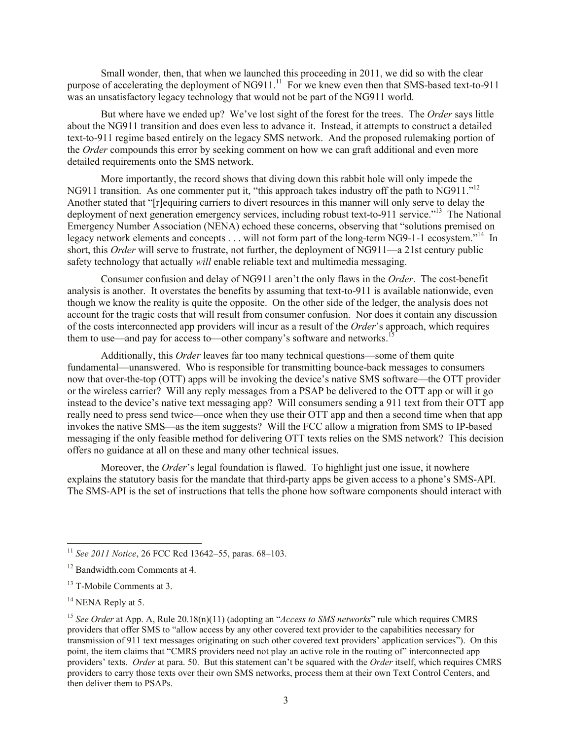Small wonder, then, that when we launched this proceeding in 2011, we did so with the clear purpose of accelerating the deployment of NG911.[11] For we knew even then that SMS-based text-to-911 was an unsatisfactory legacy technology that would not be part of the NG911 world.

But where have we ended up? We've lost sight of the forest for the trees. The *Order* says little about the NG911 transition and does even less to advance it. Instead, it attempts to construct a detailed text-to-911 regime based entirely on the legacy SMS network. And the proposed rulemaking portion of the *Order* compounds this error by seeking comment on how we can graft additional and even more detailed requirements onto the SMS network.

More importantly, the record shows that diving down this rabbit hole will only impede the NG911 transition. As one commenter put it, "this approach takes industry off the path to NG911."[12] Another stated that "[r]equiring carriers to divert resources in this manner will only serve to delay the deployment of next generation emergency services, including robust text-to-911 service."[13] The National Emergency Number Association (NENA) echoed these concerns, observing that "solutions premised on legacy network elements and concepts . . . will not form part of the long-term NG9-1-1 ecosystem."[14] In short, this *Order* will serve to frustrate, not further, the deployment of NG911—a 21st century public safety technology that actually *will* enable reliable text and multimedia messaging.

Consumer confusion and delay of NG911 aren't the only flaws in the *Order*. The cost-benefit analysis is another. It overstates the benefits by assuming that text-to-911 is available nationwide, even though we know the reality is quite the opposite. On the other side of the ledger, the analysis does not account for the tragic costs that will result from consumer confusion. Nor does it contain any discussion of the costs interconnected app providers will incur as a result of the *Order*'s approach, which requires them to use—and pay for access to—other company's software and networks.[15]

Additionally, this *Order* leaves far too many technical questions—some of them quite fundamental—unanswered. Who is responsible for transmitting bounce-back messages to consumers now that over-the-top (OTT) apps will be invoking the device's native SMS software—the OTT provider or the wireless carrier? Will any reply messages from a PSAP be delivered to the OTT app or will it go instead to the device's native text messaging app? Will consumers sending a 911 text from their OTT app really need to press send twice—once when they use their OTT app and then a second time when that app invokes the native SMS—as the item suggests? Will the FCC allow a migration from SMS to IP-based messaging if the only feasible method for delivering OTT texts relies on the SMS network? This decision offers no guidance at all on these and many other technical issues.

Moreover, the *Order*'s legal foundation is flawed. To highlight just one issue, it nowhere explains the statutory basis for the mandate that third-party apps be given access to a phone's SMS-API. The SMS-API is the set of instructions that tells the phone how software components should interact with

---

[11] *See 2011 Notice*, 26 FCC Rcd 13642–55, paras. 68–103.

[12] Bandwidth.com Comments at 4.

[13] T-Mobile Comments at 3.

[14] NENA Reply at 5.

[15] *See Order* at App. A, Rule 20.18(n)(11) (adopting an "*Access to SMS networks*" rule which requires CMRS providers that offer SMS to "allow access by any other covered text provider to the capabilities necessary for transmission of 911 text messages originating on such other covered text providers' application services"). On this point, the item claims that "CMRS providers need not play an active role in the routing of" interconnected app providers' texts. *Order* at para. 50. But this statement can't be squared with the *Order* itself, which requires CMRS providers to carry those texts over their own SMS networks, process them at their own Text Control Centers, and then deliver them to PSAPs.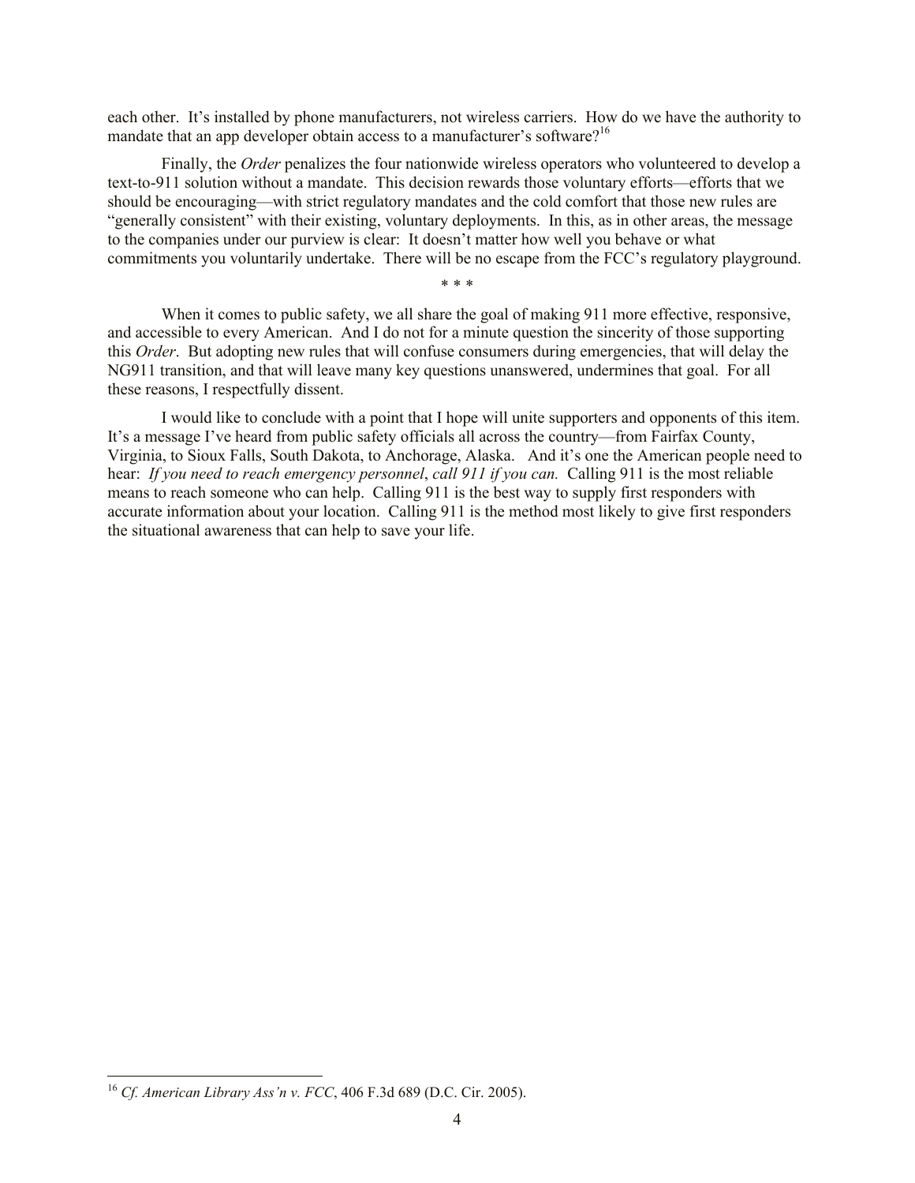each other. It's installed by phone manufacturers, not wireless carriers. How do we have the authority to mandate that an app developer obtain access to a manufacturer's software?[16]

Finally, the *Order* penalizes the four nationwide wireless operators who volunteered to develop a text-to-911 solution without a mandate. This decision rewards those voluntary efforts—efforts that we should be encouraging—with strict regulatory mandates and the cold comfort that those new rules are "generally consistent" with their existing, voluntary deployments. In this, as in other areas, the message to the companies under our purview is clear: It doesn't matter how well you behave or what commitments you voluntarily undertake. There will be no escape from the FCC's regulatory playground.

\* \* \*

When it comes to public safety, we all share the goal of making 911 more effective, responsive, and accessible to every American. And I do not for a minute question the sincerity of those supporting this *Order*. But adopting new rules that will confuse consumers during emergencies, that will delay the NG911 transition, and that will leave many key questions unanswered, undermines that goal. For all these reasons, I respectfully dissent.

I would like to conclude with a point that I hope will unite supporters and opponents of this item. It's a message I've heard from public safety officials all across the country—from Fairfax County, Virginia, to Sioux Falls, South Dakota, to Anchorage, Alaska. And it's one the American people need to hear: *If you need to reach emergency personnel*, *call 911 if you can.* Calling 911 is the most reliable means to reach someone who can help. Calling 911 is the best way to supply first responders with accurate information about your location. Calling 911 is the method most likely to give first responders the situational awareness that can help to save your life.

---

[16] *Cf. American Library Ass'n v. FCC*, 406 F.3d 689 (D.C. Cir. 2005).